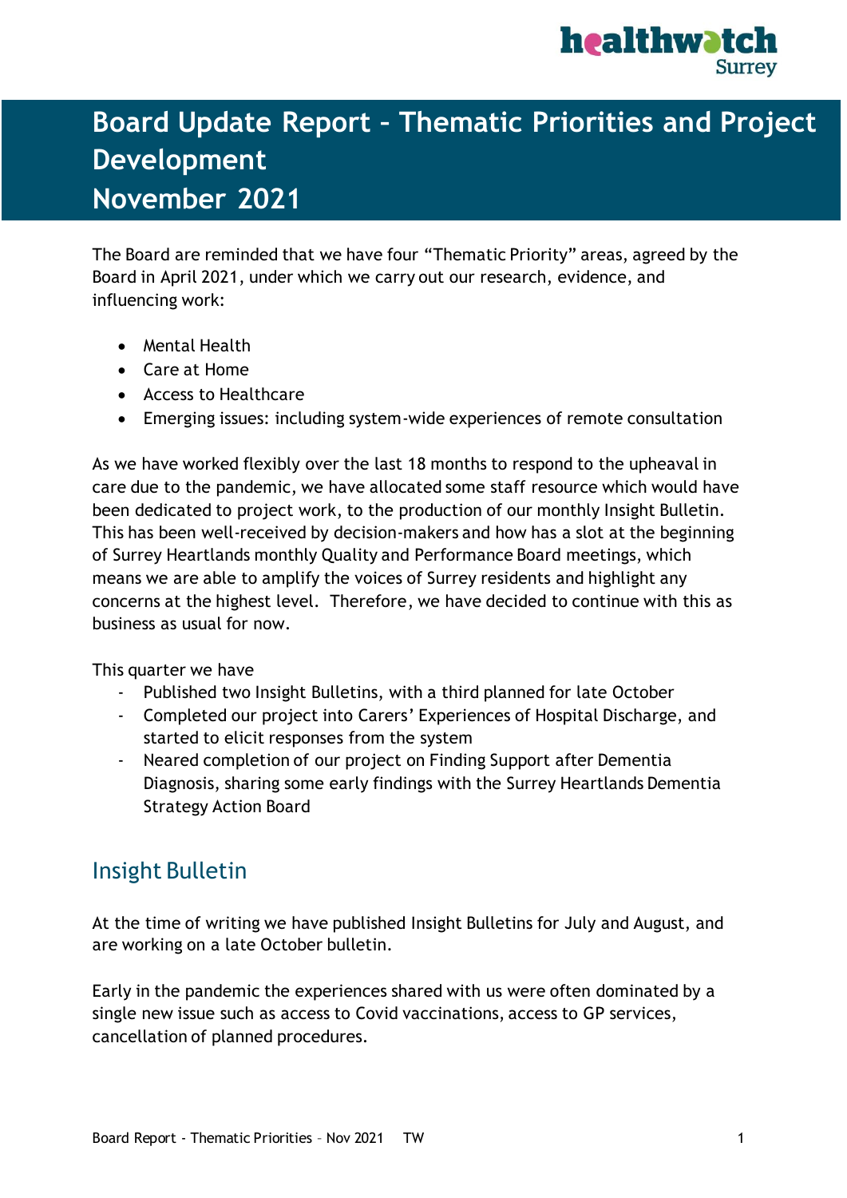# Board Update Report – Thematic Priorities and Project Development
# November 2021

The Board are reminded that we have four "Thematic Priority" areas, agreed by the Board in April 2021, under which we carry out our research, evidence, and influencing work:

- Mental Health
- Care at Home
- Access to Healthcare
- Emerging issues: including system-wide experiences of remote consultation

As we have worked flexibly over the last 18 months to respond to the upheaval in care due to the pandemic, we have allocated some staff resource which would have been dedicated to project work, to the production of our monthly Insight Bulletin. This has been well-received by decision-makers and how has a slot at the beginning of Surrey Heartlands monthly Quality and Performance Board meetings, which means we are able to amplify the voices of Surrey residents and highlight any concerns at the highest level. Therefore, we have decided to continue with this as business as usual for now.

This quarter we have

- Published two Insight Bulletins, with a third planned for late October
- Completed our project into Carers' Experiences of Hospital Discharge, and started to elicit responses from the system
- Neared completion of our project on Finding Support after Dementia Diagnosis, sharing some early findings with the Surrey Heartlands Dementia Strategy Action Board

## Insight Bulletin

At the time of writing we have published Insight Bulletins for July and August, and are working on a late October bulletin.

Early in the pandemic the experiences shared with us were often dominated by a single new issue such as access to Covid vaccinations, access to GP services, cancellation of planned procedures.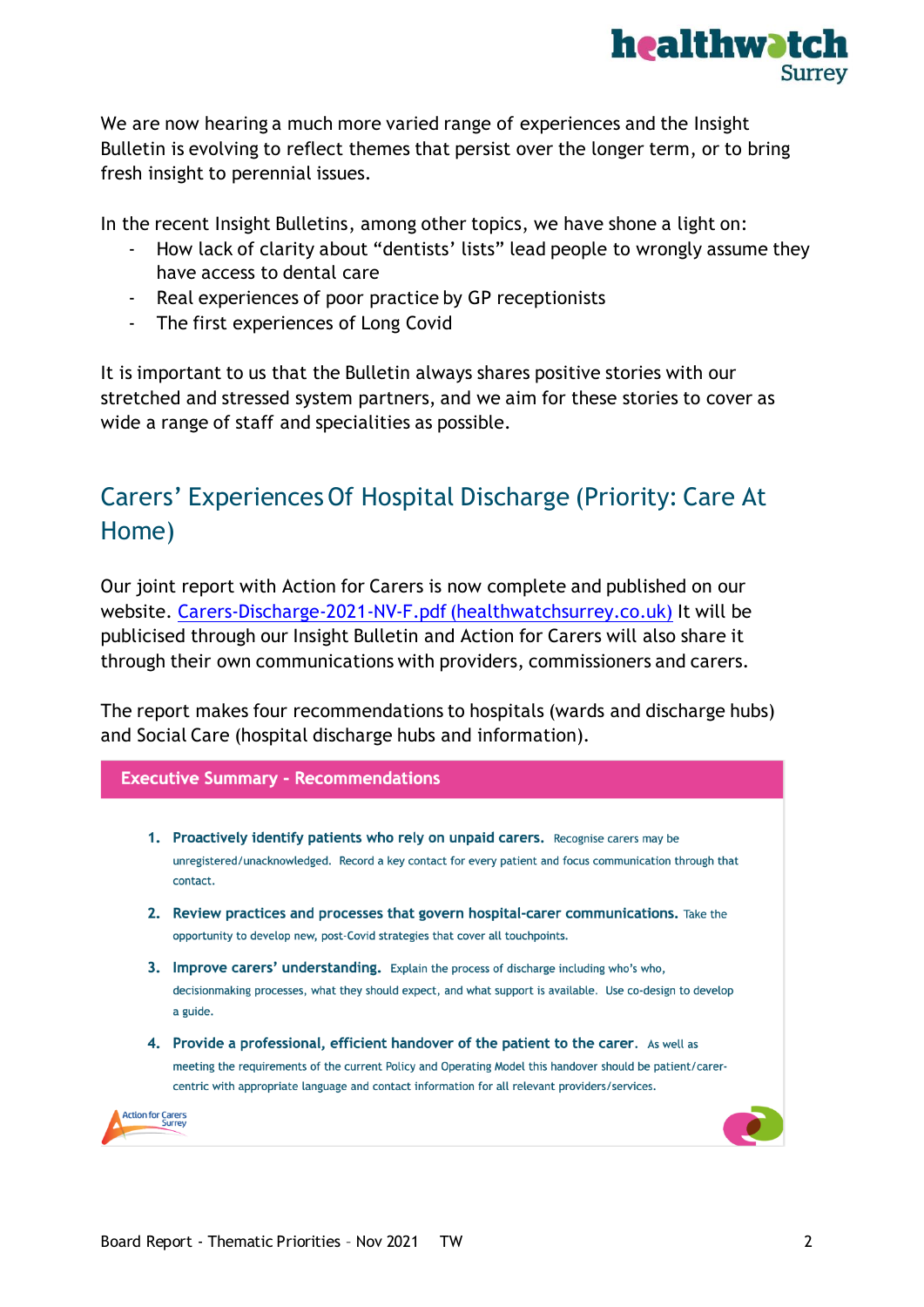We are now hearing a much more varied range of experiences and the Insight Bulletin is evolving to reflect themes that persist over the longer term, or to bring fresh insight to perennial issues.

In the recent Insight Bulletins, among other topics, we have shone a light on:

- How lack of clarity about "dentists' lists" lead people to wrongly assume they have access to dental care
- Real experiences of poor practice by GP receptionists
- The first experiences of Long Covid

It is important to us that the Bulletin always shares positive stories with our stretched and stressed system partners, and we aim for these stories to cover as wide a range of staff and specialities as possible.

## Carers' Experiences Of Hospital Discharge (Priority: Care At Home)

Our joint report with Action for Carers is now complete and published on our website. [Carers-Discharge-2021-NV-F.pdf (healthwatchsurrey.co.uk)](Carers-Discharge-2021-NV-F.pdf) It will be publicised through our Insight Bulletin and Action for Carers will also share it through their own communications with providers, commissioners and carers.

The report makes four recommendations to hospitals (wards and discharge hubs) and Social Care (hospital discharge hubs and information).

**Executive Summary - Recommendations**

1. **Proactively identify patients who rely on unpaid carers.** Recognise carers may be unregistered/unacknowledged. Record a key contact for every patient and focus communication through that contact.
2. **Review practices and processes that govern hospital-carer communications.** Take the opportunity to develop new, post-Covid strategies that cover all touchpoints.
3. **Improve carers' understanding.** Explain the process of discharge including who's who, decisionmaking processes, what they should expect, and what support is available. Use co-design to develop a guide.
4. **Provide a professional, efficient handover of the patient to the carer.** As well as meeting the requirements of the current Policy and Operating Model this handover should be patient/carer-centric with appropriate language and contact information for all relevant providers/services.

Action for Carers Surrey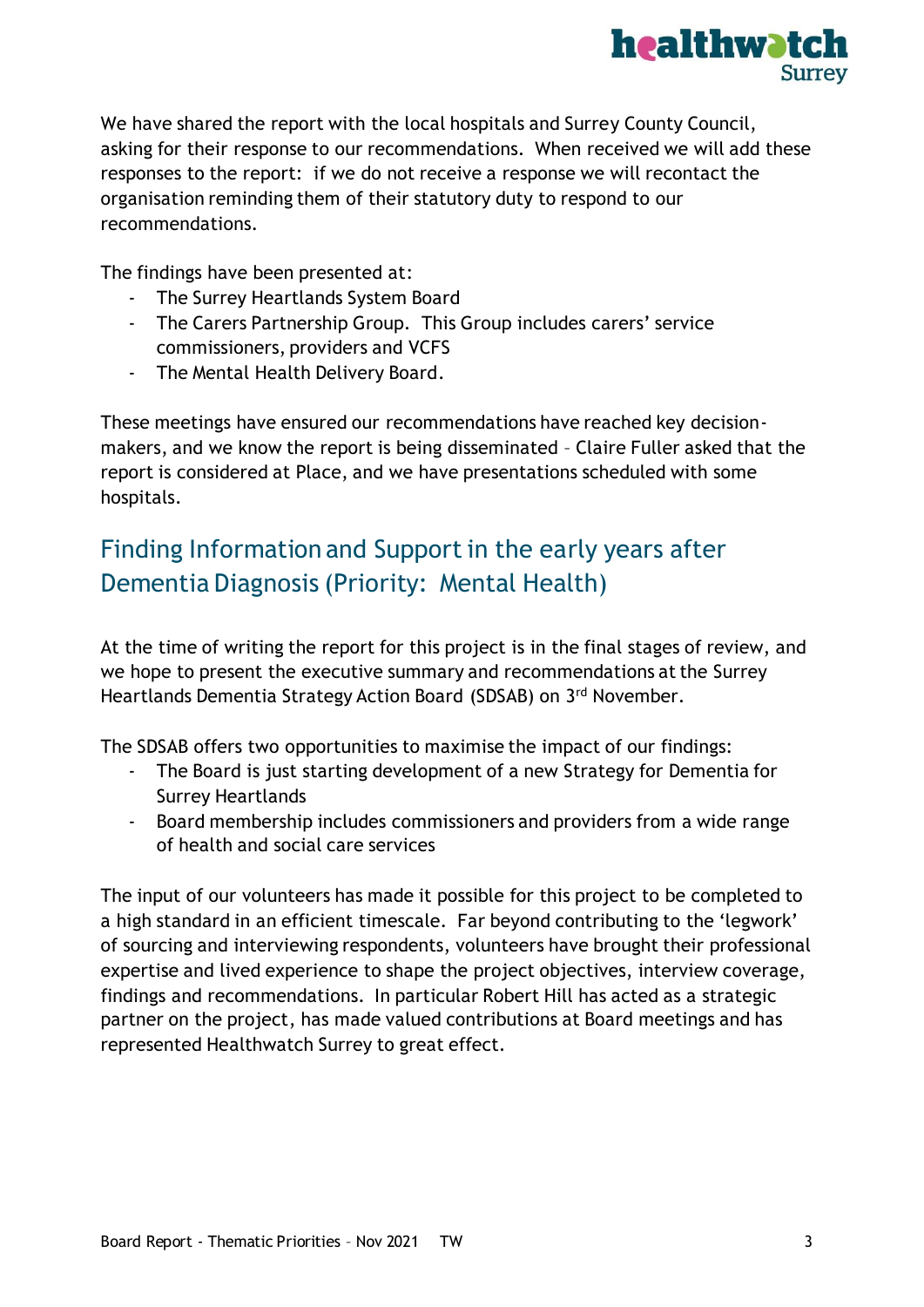We have shared the report with the local hospitals and Surrey County Council, asking for their response to our recommendations. When received we will add these responses to the report: if we do not receive a response we will recontact the organisation reminding them of their statutory duty to respond to our recommendations.

The findings have been presented at:

- The Surrey Heartlands System Board
- The Carers Partnership Group. This Group includes carers' service commissioners, providers and VCFS
- The Mental Health Delivery Board.

These meetings have ensured our recommendations have reached key decision-makers, and we know the report is being disseminated – Claire Fuller asked that the report is considered at Place, and we have presentations scheduled with some hospitals.

## Finding Information and Support in the early years after Dementia Diagnosis (Priority: Mental Health)

At the time of writing the report for this project is in the final stages of review, and we hope to present the executive summary and recommendations at the Surrey Heartlands Dementia Strategy Action Board (SDSAB) on 3rd November.

The SDSAB offers two opportunities to maximise the impact of our findings:

- The Board is just starting development of a new Strategy for Dementia for Surrey Heartlands
- Board membership includes commissioners and providers from a wide range of health and social care services

The input of our volunteers has made it possible for this project to be completed to a high standard in an efficient timescale. Far beyond contributing to the 'legwork' of sourcing and interviewing respondents, volunteers have brought their professional expertise and lived experience to shape the project objectives, interview coverage, findings and recommendations. In particular Robert Hill has acted as a strategic partner on the project, has made valued contributions at Board meetings and has represented Healthwatch Surrey to great effect.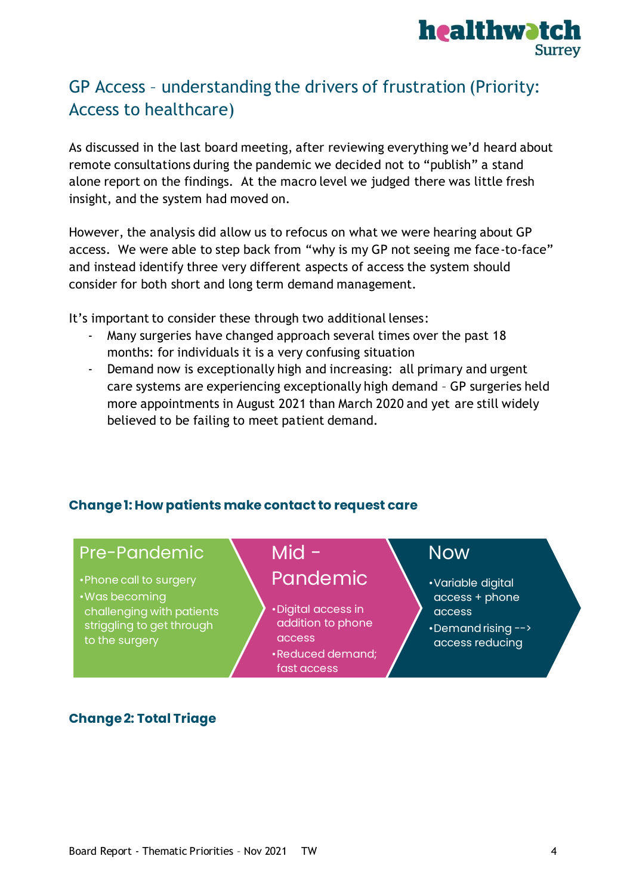## GP Access – understanding the drivers of frustration (Priority: Access to healthcare)

As discussed in the last board meeting, after reviewing everything we'd heard about remote consultations during the pandemic we decided not to "publish" a stand alone report on the findings. At the macro level we judged there was little fresh insight, and the system had moved on.

However, the analysis did allow us to refocus on what we were hearing about GP access. We were able to step back from "why is my GP not seeing me face-to-face" and instead identify three very different aspects of access the system should consider for both short and long term demand management.

It's important to consider these through two additional lenses:

- Many surgeries have changed approach several times over the past 18 months: for individuals it is a very confusing situation
- Demand now is exceptionally high and increasing: all primary and urgent care systems are experiencing exceptionally high demand – GP surgeries held more appointments in August 2021 than March 2020 and yet are still widely believed to be failing to meet patient demand.

### Change 1: How patients make contact to request care

**Pre-Pandemic**
- Phone call to surgery
- Was becoming challenging with patients striggling to get through to the surgery

**Mid - Pandemic**
- Digital access in addition to phone access
- Reduced demand; fast access

**Now**
- Variable digital access + phone access
- Demand rising --> access reducing

### Change 2: Total Triage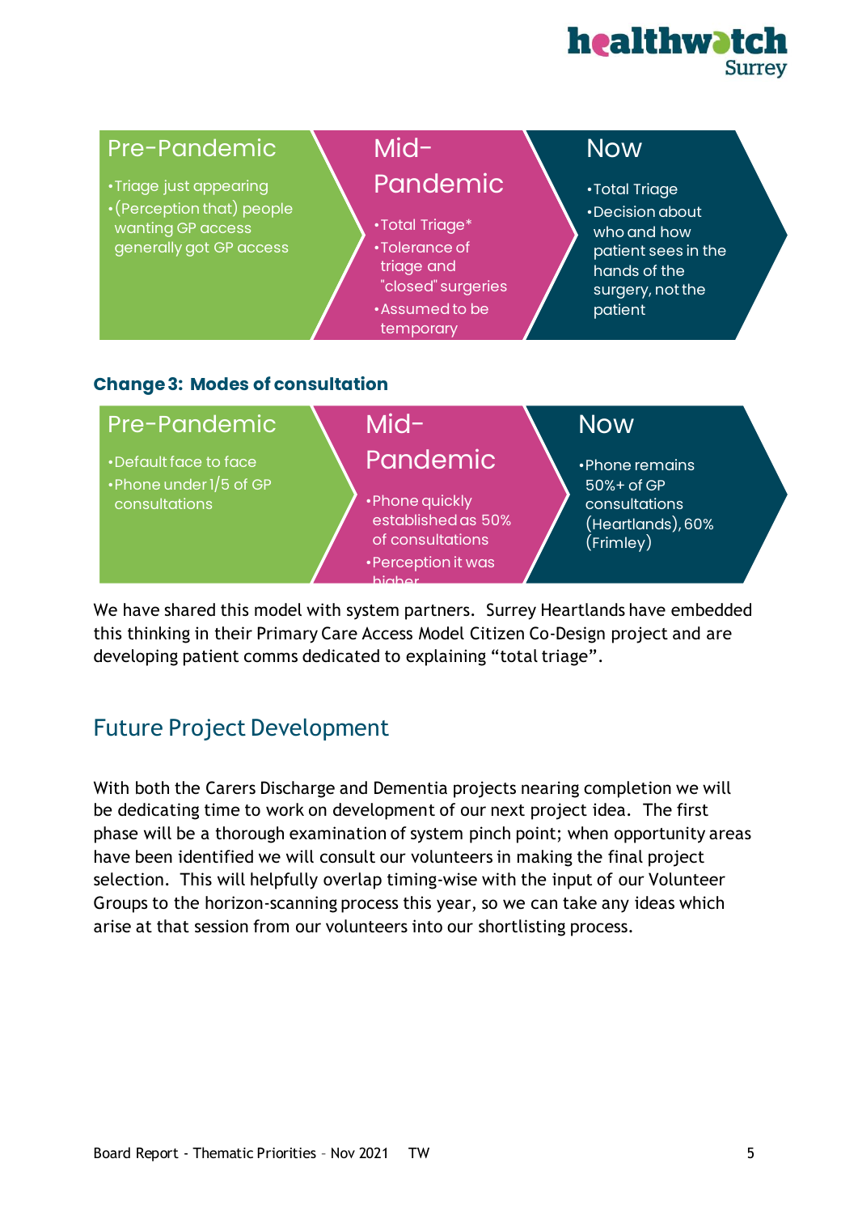## Pre-Pandemic

- Triage just appearing
- (Perception that) people wanting GP access generally got GP access

## Mid-Pandemic

- Total Triage*
- Tolerance of triage and "closed" surgeries
- Assumed to be temporary

## Now

- Total Triage
- Decision about who and how patient sees in the hands of the surgery, not the patient

### Change 3: Modes of consultation

## Pre-Pandemic

- Default face to face
- Phone under 1/5 of GP consultations

## Mid-Pandemic

- Phone quickly established as 50% of consultations
- Perception it was higher

## Now

- Phone remains 50%+ of GP consultations (Heartlands), 60% (Frimley)

We have shared this model with system partners. Surrey Heartlands have embedded this thinking in their Primary Care Access Model Citizen Co-Design project and are developing patient comms dedicated to explaining "total triage".

## Future Project Development

With both the Carers Discharge and Dementia projects nearing completion we will be dedicating time to work on development of our next project idea. The first phase will be a thorough examination of system pinch point; when opportunity areas have been identified we will consult our volunteers in making the final project selection. This will helpfully overlap timing-wise with the input of our Volunteer Groups to the horizon-scanning process this year, so we can take any ideas which arise at that session from our volunteers into our shortlisting process.